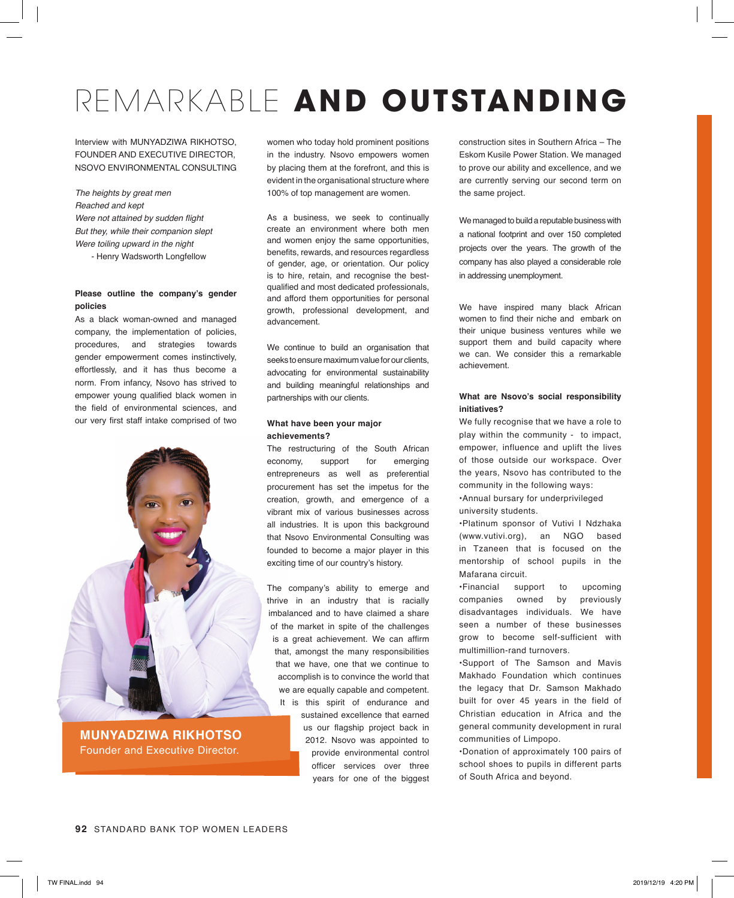# REMARKABLE **AND OUTSTANDING**

Interview with MUNYADZIWA RIKHOTSO, FOUNDER AND EXECUTIVE DIRECTOR, NSOVO ENVIRONMENTAL CONSULTING

*The heights by great men*
*Reached and kept*
*Were not attained by sudden flight*
*But they, while their companion slept*
*Were toiling upward in the night*
- Henry Wadsworth Longfellow

**Please outline the company's gender policies**

As a black woman-owned and managed company, the implementation of policies, procedures, and strategies towards gender empowerment comes instinctively, effortlessly, and it has thus become a norm. From infancy, Nsovo has strived to empower young qualified black women in the field of environmental sciences, and our very first staff intake comprised of two women who today hold prominent positions in the industry. Nsovo empowers women by placing them at the forefront, and this is evident in the organisational structure where 100% of top management are women.

As a business, we seek to continually create an environment where both men and women enjoy the same opportunities, benefits, rewards, and resources regardless of gender, age, or orientation. Our policy is to hire, retain, and recognise the best-qualified and most dedicated professionals, and afford them opportunities for personal growth, professional development, and advancement.

We continue to build an organisation that seeks to ensure maximum value for our clients, advocating for environmental sustainability and building meaningful relationships and partnerships with our clients.

**What have been your major achievements?**

The restructuring of the South African economy, support for emerging entrepreneurs as well as preferential procurement has set the impetus for the creation, growth, and emergence of a vibrant mix of various businesses across all industries. It is upon this background that Nsovo Environmental Consulting was founded to become a major player in this exciting time of our country's history.

The company's ability to emerge and thrive in an industry that is racially imbalanced and to have claimed a share of the market in spite of the challenges is a great achievement. We can affirm that, amongst the many responsibilities that we have, one that we continue to accomplish is to convince the world that we are equally capable and competent. It is this spirit of endurance and sustained excellence that earned us our flagship project back in 2012. Nsovo was appointed to provide environmental control officer services over three years for one of the biggest construction sites in Southern Africa – The Eskom Kusile Power Station. We managed to prove our ability and excellence, and we are currently serving our second term on the same project.

We managed to build a reputable business with a national footprint and over 150 completed projects over the years. The growth of the company has also played a considerable role in addressing unemployment.

We have inspired many black African women to find their niche and embark on their unique business ventures while we support them and build capacity where we can. We consider this a remarkable achievement.

**MUNYADZIWA RIKHOTSO**
Founder and Executive Director.

**What are Nsovo's social responsibility initiatives?**

We fully recognise that we have a role to play within the community - to impact, empower, influence and uplift the lives of those outside our workspace. Over the years, Nsovo has contributed to the community in the following ways:

- Annual bursary for underprivileged university students.
- Platinum sponsor of Vutivi I Ndzhaka (www.vutivi.org), an NGO based in Tzaneen that is focused on the mentorship of school pupils in the Mafarana circuit.
- Financial support to upcoming companies owned by previously disadvantages individuals. We have seen a number of these businesses grow to become self-sufficient with multimillion-rand turnovers.
- Support of The Samson and Mavis Makhado Foundation which continues the legacy that Dr. Samson Makhado built for over 45 years in the field of Christian education in Africa and the general community development in rural communities of Limpopo.
- Donation of approximately 100 pairs of school shoes to pupils in different parts of South Africa and beyond.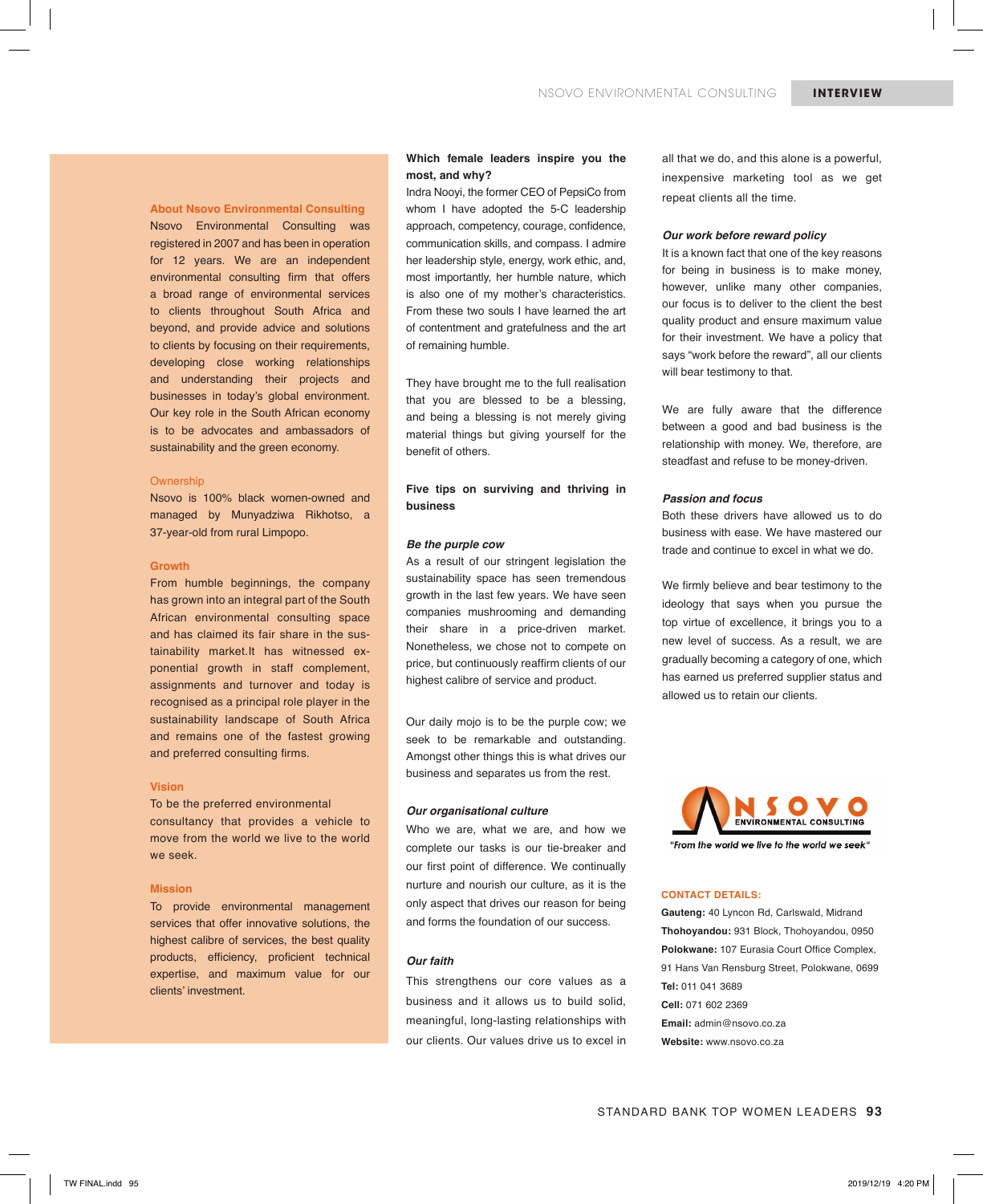### About Nsovo Environmental Consulting

Nsovo Environmental Consulting was registered in 2007 and has been in operation for 12 years. We are an independent environmental consulting firm that offers a broad range of environmental services to clients throughout South Africa and beyond, and provide advice and solutions to clients by focusing on their requirements, developing close working relationships and understanding their projects and businesses in today's global environment. Our key role in the South African economy is to be advocates and ambassadors of sustainability and the green economy.

### Ownership

Nsovo is 100% black women-owned and managed by Munyadziwa Rikhotso, a 37-year-old from rural Limpopo.

### Growth

From humble beginnings, the company has grown into an integral part of the South African environmental consulting space and has claimed its fair share in the sustainability market.It has witnessed exponential growth in staff complement, assignments and turnover and today is recognised as a principal role player in the sustainability landscape of South Africa and remains one of the fastest growing and preferred consulting firms.

### Vision

To be the preferred environmental consultancy that provides a vehicle to move from the world we live to the world we seek.

### Mission

To provide environmental management services that offer innovative solutions, the highest calibre of services, the best quality products, efficiency, proficient technical expertise, and maximum value for our clients' investment.

**Which female leaders inspire you the most, and why?**

Indra Nooyi, the former CEO of PepsiCo from whom I have adopted the 5-C leadership approach, competency, courage, confidence, communication skills, and compass. I admire her leadership style, energy, work ethic, and, most importantly, her humble nature, which is also one of my mother's characteristics. From these two souls I have learned the art of contentment and gratefulness and the art of remaining humble.

They have brought me to the full realisation that you are blessed to be a blessing, and being a blessing is not merely giving material things but giving yourself for the benefit of others.

**Five tips on surviving and thriving in business**

***Be the purple cow***

As a result of our stringent legislation the sustainability space has seen tremendous growth in the last few years. We have seen companies mushrooming and demanding their share in a price-driven market. Nonetheless, we chose not to compete on price, but continuously reaffirm clients of our highest calibre of service and product.

Our daily mojo is to be the purple cow; we seek to be remarkable and outstanding. Amongst other things this is what drives our business and separates us from the rest.

***Our organisational culture***

Who we are, what we are, and how we complete our tasks is our tie-breaker and our first point of difference. We continually nurture and nourish our culture, as it is the only aspect that drives our reason for being and forms the foundation of our success.

***Our faith***

This strengthens our core values as a business and it allows us to build solid, meaningful, long-lasting relationships with our clients. Our values drive us to excel in all that we do, and this alone is a powerful, inexpensive marketing tool as we get repeat clients all the time.

***Our work before reward policy***

It is a known fact that one of the key reasons for being in business is to make money, however, unlike many other companies, our focus is to deliver to the client the best quality product and ensure maximum value for their investment. We have a policy that says "work before the reward", all our clients will bear testimony to that.

We are fully aware that the difference between a good and bad business is the relationship with money. We, therefore, are steadfast and refuse to be money-driven.

***Passion and focus***

Both these drivers have allowed us to do business with ease. We have mastered our trade and continue to excel in what we do.

We firmly believe and bear testimony to the ideology that says when you pursue the top virtue of excellence, it brings you to a new level of success. As a result, we are gradually becoming a category of one, which has earned us preferred supplier status and allowed us to retain our clients.

NSOVO ENVIRONMENTAL CONSULTING

*"From the world we live to the world we seek"*

**CONTACT DETAILS:**

**Gauteng:** 40 Lyncon Rd, Carlswald, Midrand
**Thohoyandou:** 931 Block, Thohoyandou, 0950
**Polokwane:** 107 Eurasia Court Office Complex, 91 Hans Van Rensburg Street, Polokwane, 0699
**Tel:** 011 041 3689
**Cell:** 071 602 2369
**Email:** admin@nsovo.co.za
**Website:** www.nsovo.co.za